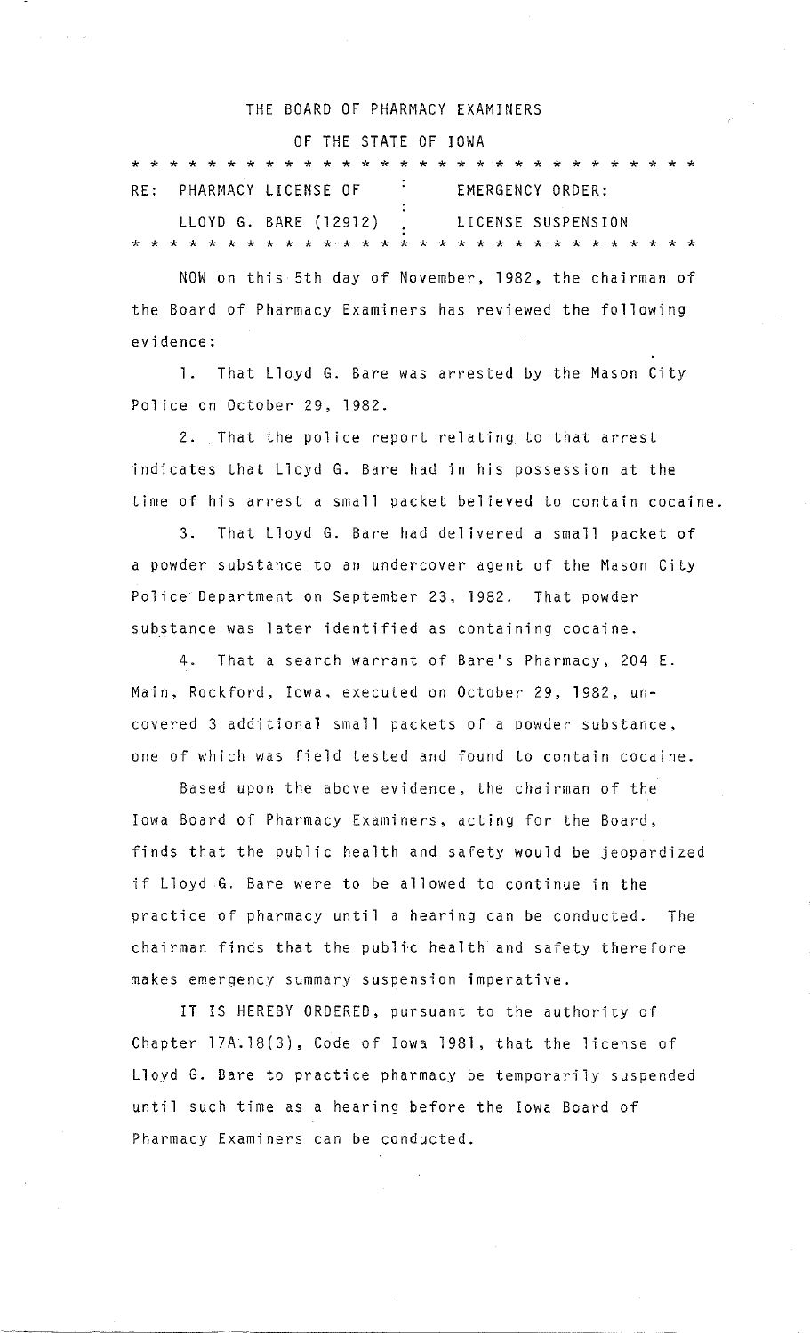THE BOARD OF PHARMACY EXAMINERS

OF THE STATE OF IOWA

* * * * * * * * * * * * * * * * * * * * * * * * * * * * * * *

| RE: PHARMACY LICENSE OF | : | EMERGENCY ORDER: |
|---|---|---|
| LLOYD G. BARE (12912) | : | LICENSE SUSPENSION |

* * * * * * * * * * * * * * * * * * * * * * * * * * * * * * *

NOW on this 5th day of November, 1982, the chairman of the Board of Pharmacy Examiners has reviewed the following evidence:

1. That Lloyd G. Bare was arrested by the Mason City Police on October 29, 1982.

2. That the police report relating to that arrest indicates that Lloyd G. Bare had in his possession at the time of his arrest a small packet believed to contain cocaine.

3. That Lloyd G. Bare had delivered a small packet of a powder substance to an undercover agent of the Mason City Police Department on September 23, 1982. That powder substance was later identified as containing cocaine.

4. That a search warrant of Bare's Pharmacy, 204 E. Main, Rockford, Iowa, executed on October 29, 1982, uncovered 3 additional small packets of a powder substance, one of which was field tested and found to contain cocaine.

Based upon the above evidence, the chairman of the Iowa Board of Pharmacy Examiners, acting for the Board, finds that the public health and safety would be jeopardized if Lloyd G. Bare were to be allowed to continue in the practice of pharmacy until a hearing can be conducted. The chairman finds that the public health and safety therefore makes emergency summary suspension imperative.

IT IS HEREBY ORDERED, pursuant to the authority of Chapter 17A.18(3), Code of Iowa 1981, that the license of Lloyd G. Bare to practice pharmacy be temporarily suspended until such time as a hearing before the Iowa Board of Pharmacy Examiners can be conducted.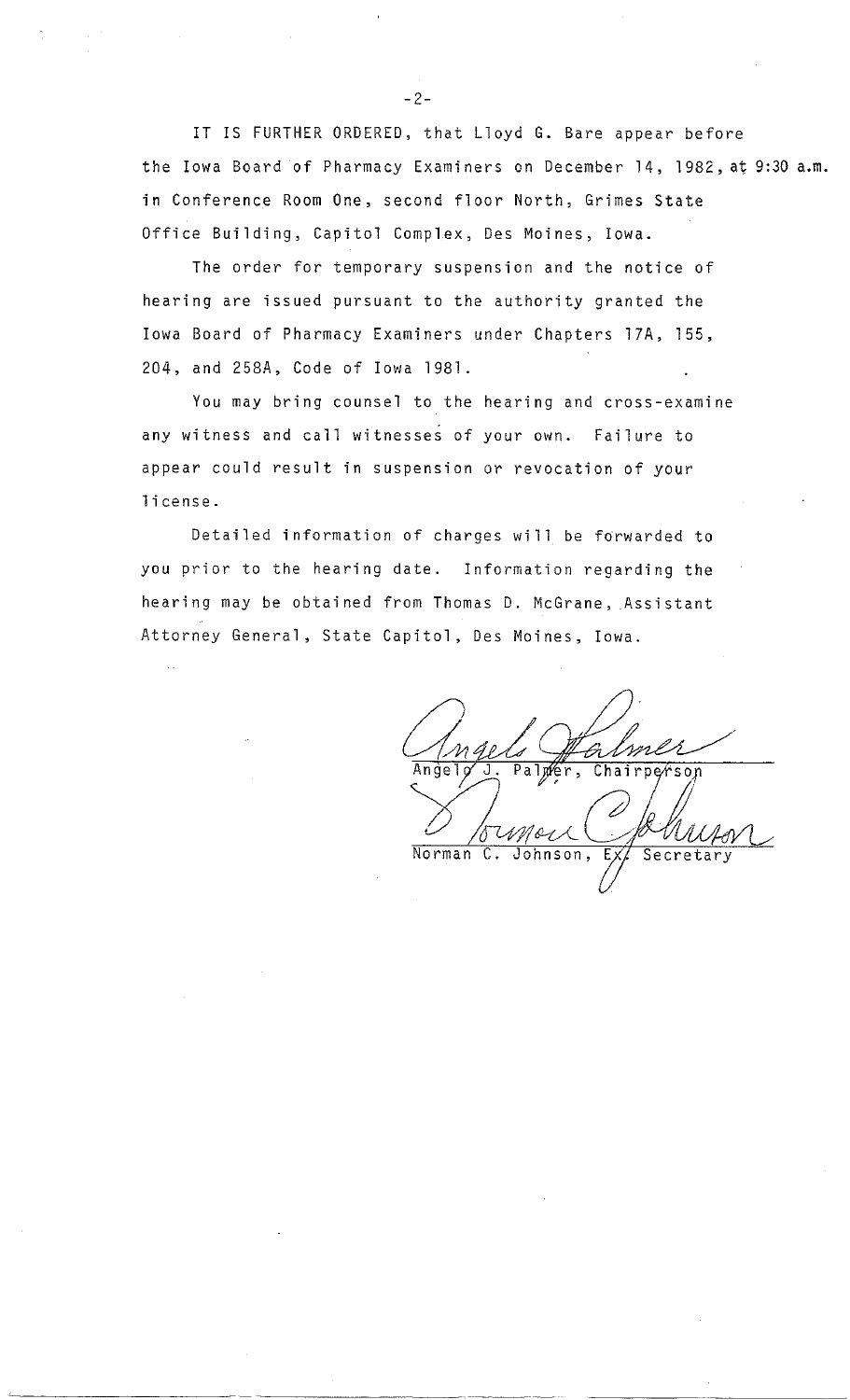IT IS FURTHER ORDERED, that Lloyd G. Bare appear before the Iowa Board of Pharmacy Examiners on December 14, 1982, at 9:30 a.m. in Conference Room One, second floor North, Grimes State Office Building, Capitol Complex, Des Moines, Iowa.

The order for temporary suspension and the notice of hearing are issued pursuant to the authority granted the Iowa Board of Pharmacy Examiners under Chapters 17A, 155, 204, and 258A, Code of Iowa 1981.

You may bring counsel to the hearing and cross-examine any witness and call witnesses of your own. Failure to appear could result in suspension or revocation of your license.

Detailed information of charges will be forwarded to you prior to the hearing date. Information regarding the hearing may be obtained from Thomas D. McGrane, Assistant Attorney General, State Capitol, Des Moines, Iowa.

Angelo J. Palmer, Chairperson

Norman C. Johnson, Ex. Secretary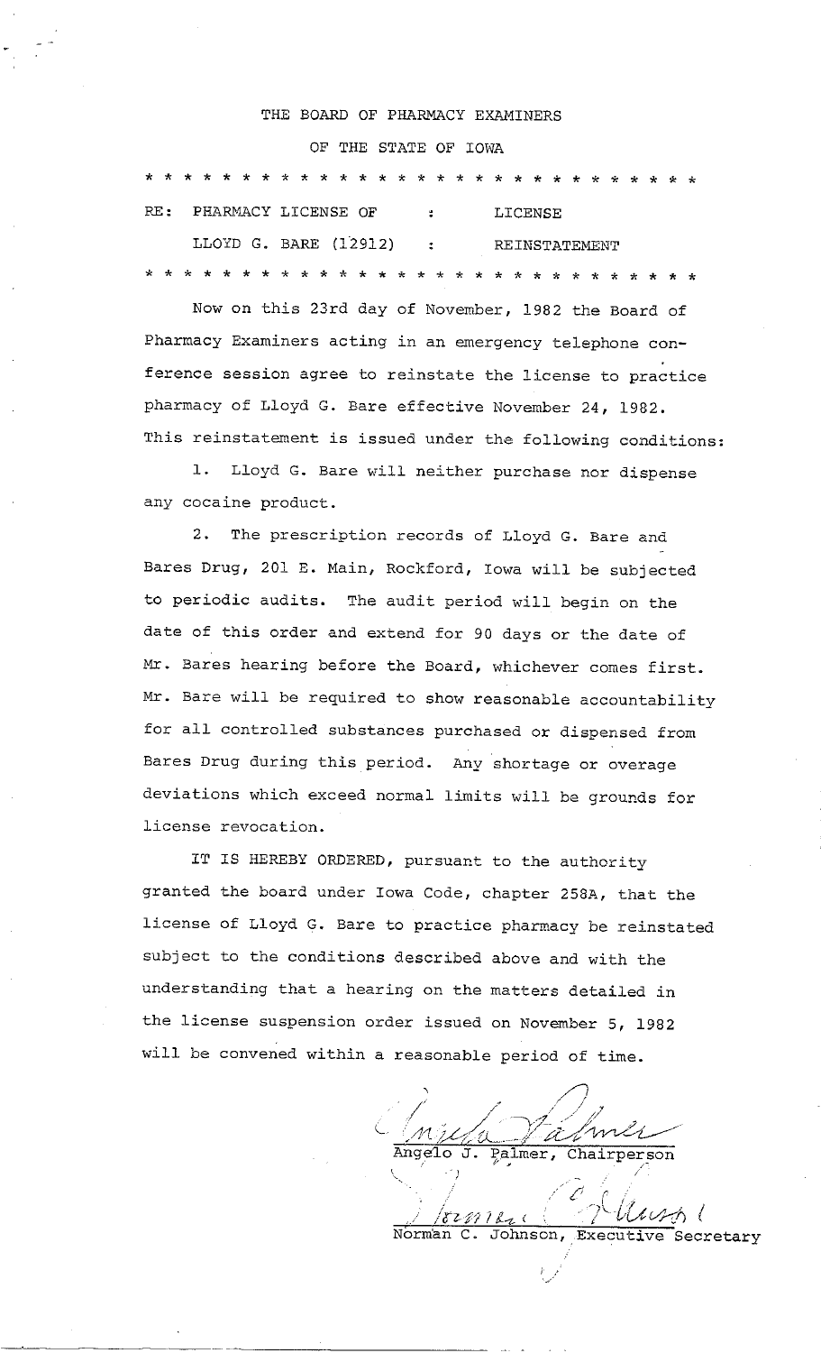THE BOARD OF PHARMACY EXAMINERS

OF THE STATE OF IOWA

* * * * * * * * * * * * * * * * * * * * * * * * * * * *

RE: PHARMACY LICENSE OF : LICENSE

LLOYD G. BARE (12912) : REINSTATEMENT

* * * * * * * * * * * * * * * * * * * * * * * * * * * *

Now on this 23rd day of November, 1982 the Board of Pharmacy Examiners acting in an emergency telephone conference session agree to reinstate the license to practice pharmacy of Lloyd G. Bare effective November 24, 1982. This reinstatement is issued under the following conditions:

1. Lloyd G. Bare will neither purchase nor dispense any cocaine product.

2. The prescription records of Lloyd G. Bare and Bares Drug, 201 E. Main, Rockford, Iowa will be subjected to periodic audits. The audit period will begin on the date of this order and extend for 90 days or the date of Mr. Bares hearing before the Board, whichever comes first. Mr. Bare will be required to show reasonable accountability for all controlled substances purchased or dispensed from Bares Drug during this period. Any shortage or overage deviations which exceed normal limits will be grounds for license revocation.

IT IS HEREBY ORDERED, pursuant to the authority granted the board under Iowa Code, chapter 258A, that the license of Lloyd G. Bare to practice pharmacy be reinstated subject to the conditions described above and with the understanding that a hearing on the matters detailed in the license suspension order issued on November 5, 1982 will be convened within a reasonable period of time.

Angelo J. Palmer, Chairperson

Norman C. Johnson, Executive Secretary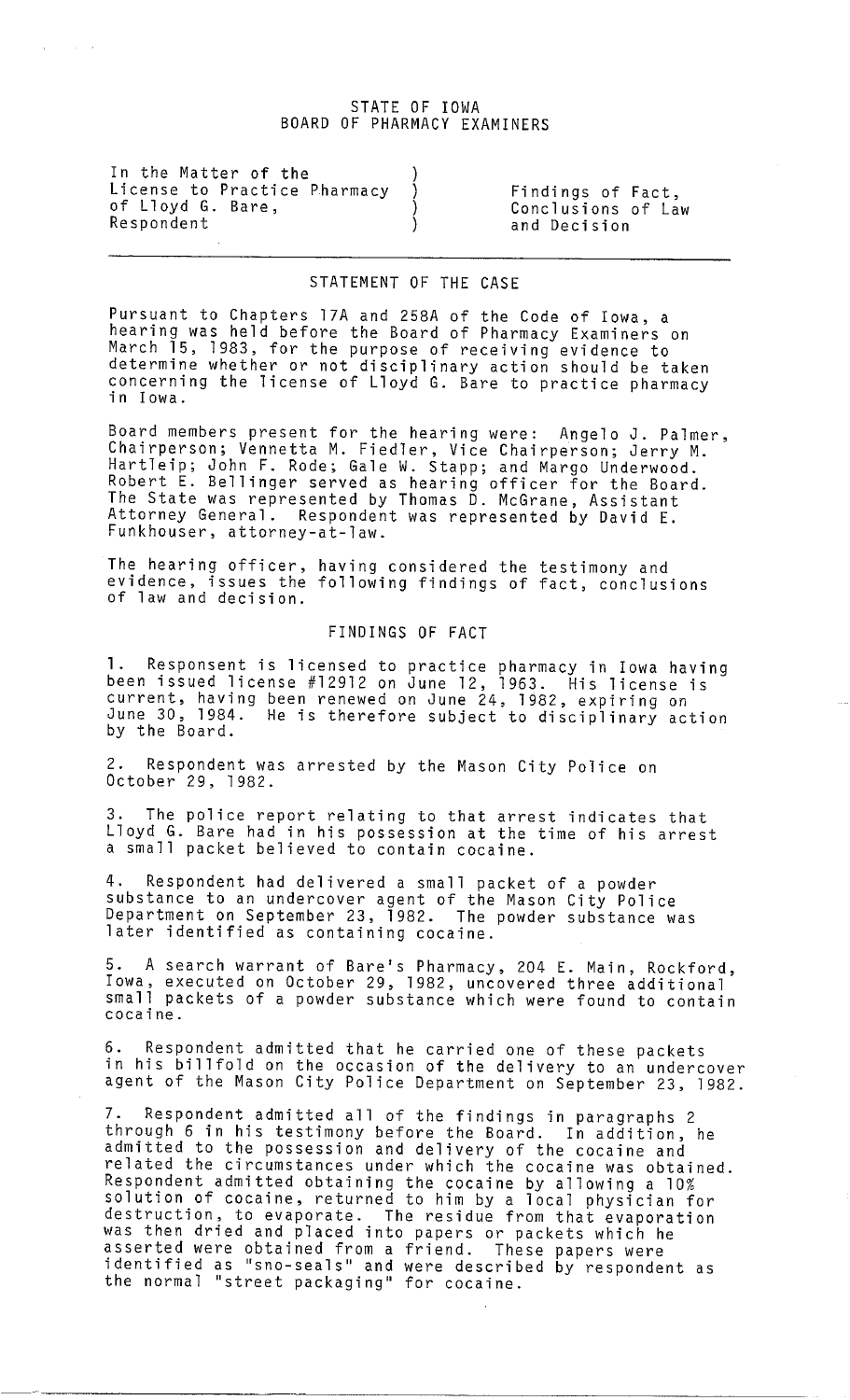STATE OF IOWA
BOARD OF PHARMACY EXAMINERS

| | |
|---|---|
| In the Matter of the License to Practice Pharmacy of Lloyd G. Bare, Respondent | Findings of Fact, Conclusions of Law and Decision |

## STATEMENT OF THE CASE

Pursuant to Chapters 17A and 258A of the Code of Iowa, a hearing was held before the Board of Pharmacy Examiners on March 15, 1983, for the purpose of receiving evidence to determine whether or not disciplinary action should be taken concerning the license of Lloyd G. Bare to practice pharmacy in Iowa.

Board members present for the hearing were: Angelo J. Palmer, Chairperson; Vennetta M. Fiedler, Vice Chairperson; Jerry M. Hartleip; John F. Rode; Gale W. Stapp; and Margo Underwood. Robert E. Bellinger served as hearing officer for the Board. The State was represented by Thomas D. McGrane, Assistant Attorney General. Respondent was represented by David E. Funkhouser, attorney-at-law.

The hearing officer, having considered the testimony and evidence, issues the following findings of fact, conclusions of law and decision.

## FINDINGS OF FACT

1. Responsent is licensed to practice pharmacy in Iowa having been issued license #12912 on June 12, 1963. His license is current, having been renewed on June 24, 1982, expiring on June 30, 1984. He is therefore subject to disciplinary action by the Board.

2. Respondent was arrested by the Mason City Police on October 29, 1982.

3. The police report relating to that arrest indicates that Lloyd G. Bare had in his possession at the time of his arrest a small packet believed to contain cocaine.

4. Respondent had delivered a small packet of a powder substance to an undercover agent of the Mason City Police Department on September 23, 1982. The powder substance was later identified as containing cocaine.

5. A search warrant of Bare's Pharmacy, 204 E. Main, Rockford, Iowa, executed on October 29, 1982, uncovered three additional small packets of a powder substance which were found to contain cocaine.

6. Respondent admitted that he carried one of these packets in his billfold on the occasion of the delivery to an undercover agent of the Mason City Police Department on September 23, 1982.

7. Respondent admitted all of the findings in paragraphs 2 through 6 in his testimony before the Board. In addition, he admitted to the possession and delivery of the cocaine and related the circumstances under which the cocaine was obtained. Respondent admitted obtaining the cocaine by allowing a 10% solution of cocaine, returned to him by a local physician for destruction, to evaporate. The residue from that evaporation was then dried and placed into papers or packets which he asserted were obtained from a friend. These papers were identified as "sno-seals" and were described by respondent as the normal "street packaging" for cocaine.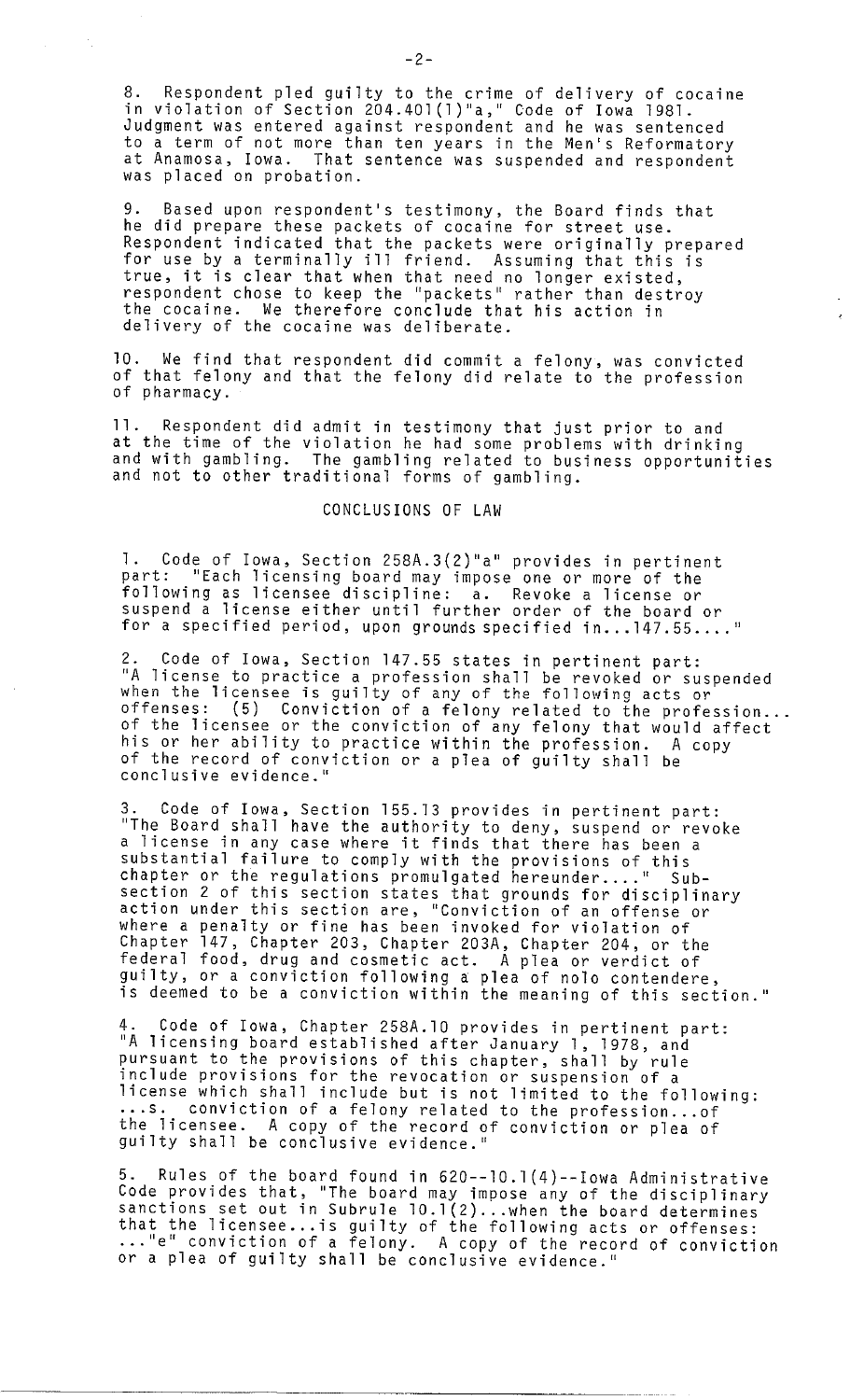8. Respondent pled guilty to the crime of delivery of cocaine in violation of Section 204.401(1)"a," Code of Iowa 1981. Judgment was entered against respondent and he was sentenced to a term of not more than ten years in the Men's Reformatory at Anamosa, Iowa. That sentence was suspended and respondent was placed on probation.

9. Based upon respondent's testimony, the Board finds that he did prepare these packets of cocaine for street use. Respondent indicated that the packets were originally prepared for use by a terminally ill friend. Assuming that this is true, it is clear that when that need no longer existed, respondent chose to keep the "packets" rather than destroy the cocaine. We therefore conclude that his action in delivery of the cocaine was deliberate.

10. We find that respondent did commit a felony, was convicted of that felony and that the felony did relate to the profession of pharmacy.

11. Respondent did admit in testimony that just prior to and at the time of the violation he had some problems with drinking and with gambling. The gambling related to business opportunities and not to other traditional forms of gambling.

## CONCLUSIONS OF LAW

1. Code of Iowa, Section 258A.3(2)"a" provides in pertinent part: "Each licensing board may impose one or more of the following as licensee discipline: a. Revoke a license or suspend a license either until further order of the board or for a specified period, upon grounds specified in...147.55...."

2. Code of Iowa, Section 147.55 states in pertinent part: "A license to practice a profession shall be revoked or suspended when the licensee is guilty of any of the following acts or offenses: (5) Conviction of a felony related to the profession... of the licensee or the conviction of any felony that would affect his or her ability to practice within the profession. A copy of the record of conviction or a plea of guilty shall be conclusive evidence."

3. Code of Iowa, Section 155.13 provides in pertinent part: "The Board shall have the authority to deny, suspend or revoke a license in any case where it finds that there has been a substantial failure to comply with the provisions of this chapter or the regulations promulgated hereunder...." Subsection 2 of this section states that grounds for disciplinary action under this section are, "Conviction of an offense or where a penalty or fine has been invoked for violation of Chapter 147, Chapter 203, Chapter 203A, Chapter 204, or the federal food, drug and cosmetic act. A plea or verdict of guilty, or a conviction following a plea of nolo contendere, is deemed to be a conviction within the meaning of this section."

4. Code of Iowa, Chapter 258A.10 provides in pertinent part: "A licensing board established after January 1, 1978, and pursuant to the provisions of this chapter, shall by rule include provisions for the revocation or suspension of a license which shall include but is not limited to the following: ...s. conviction of a felony related to the profession...of the licensee. A copy of the record of conviction or plea of guilty shall be conclusive evidence."

5. Rules of the board found in 620--10.1(4)--Iowa Administrative Code provides that, "The board may impose any of the disciplinary sanctions set out in Subrule 10.1(2)...when the board determines that the licensee...is guilty of the following acts or offenses: ..."e" conviction of a felony. A copy of the record of conviction or a plea of guilty shall be conclusive evidence."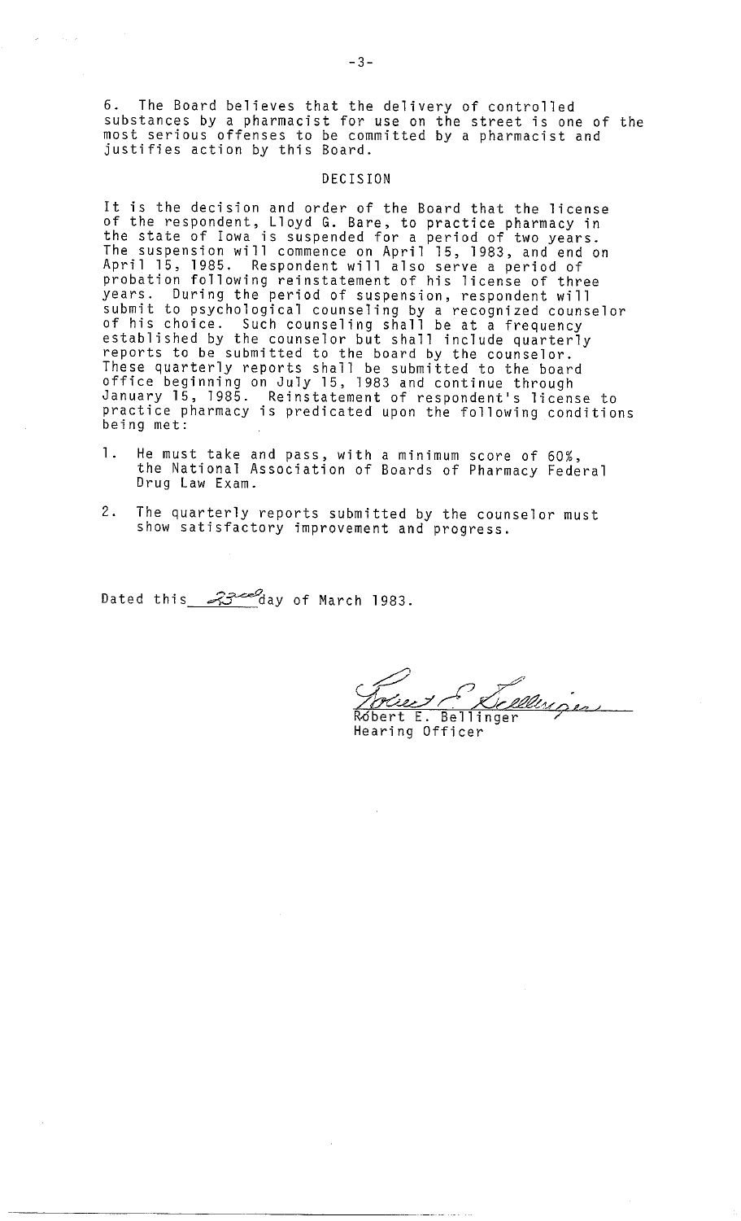6. The Board believes that the delivery of controlled substances by a pharmacist for use on the street is one of the most serious offenses to be committed by a pharmacist and justifies action by this Board.

## DECISION

It is the decision and order of the Board that the license of the respondent, Lloyd G. Bare, to practice pharmacy in the state of Iowa is suspended for a period of two years. The suspension will commence on April 15, 1983, and end on April 15, 1985. Respondent will also serve a period of probation following reinstatement of his license of three years. During the period of suspension, respondent will submit to psychological counseling by a recognized counselor of his choice. Such counseling shall be at a frequency established by the counselor but shall include quarterly reports to be submitted to the board by the counselor. These quarterly reports shall be submitted to the board office beginning on July 15, 1983 and continue through January 15, 1985. Reinstatement of respondent's license to practice pharmacy is predicated upon the following conditions being met:

1. He must take and pass, with a minimum score of 60%, the National Association of Boards of Pharmacy Federal Drug Law Exam.
2. The quarterly reports submitted by the counselor must show satisfactory improvement and progress.

Dated this 23rd day of March 1983.

Robert E. Bellinger
Hearing Officer